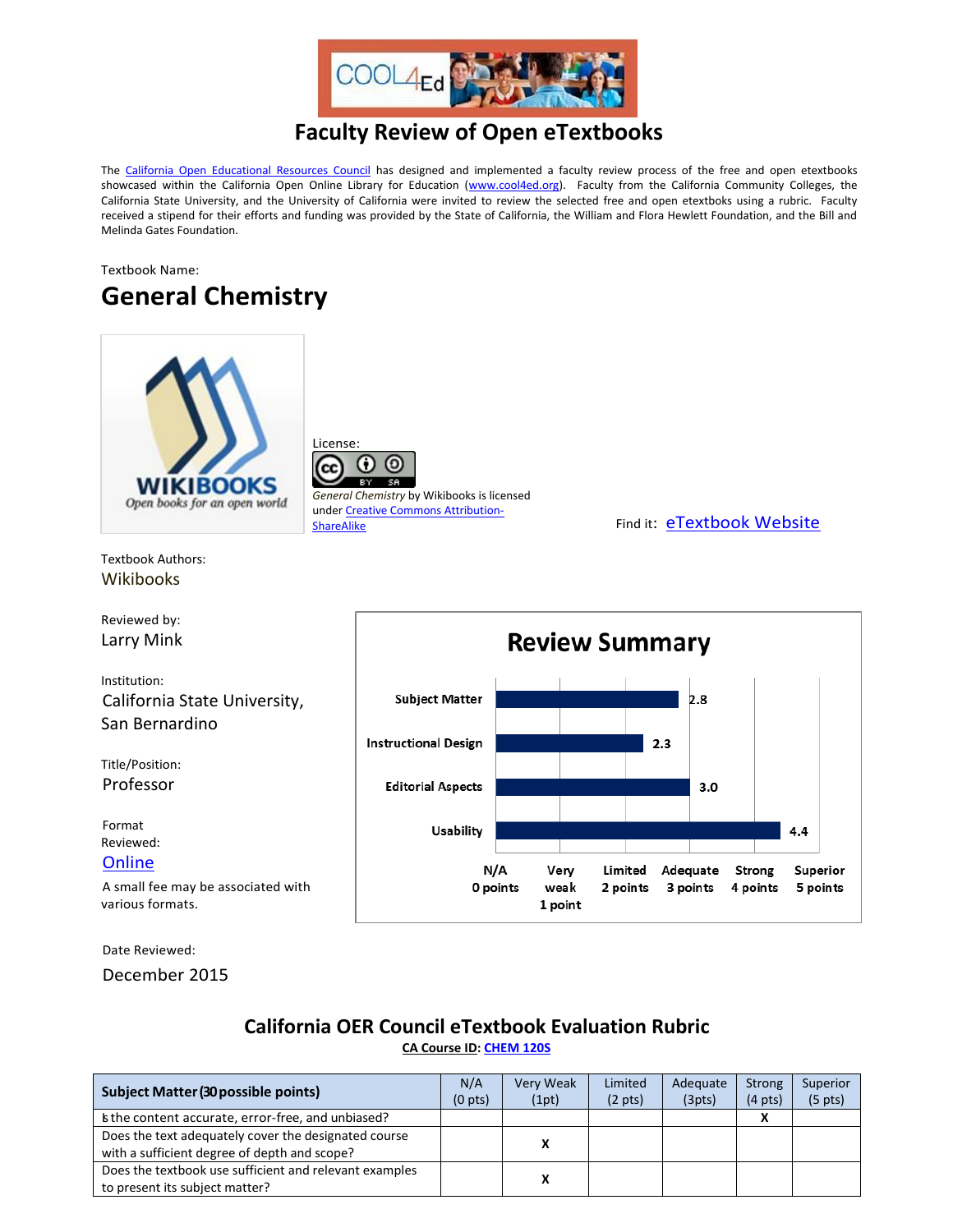# Faculty Review of Open eTextbooks

The California Open Educational Resources Council has designed and implemented a faculty review process of the free and open etextbooks showcased within the California Open Online Library for Education (www.cool4ed.org). Faculty from the California Community Colleges, the California State University, and the University of California were invited to review the selected free and open etextboks using a rubric. Faculty received a stipend for their efforts and funding was provided by the State of California, the William and Flora Hewlett Foundation, and the Bill and Melinda Gates Foundation.

Textbook Name:

## General Chemistry

License:

*General Chemistry* by Wikibooks is licensed under Creative Commons Attribution-ShareAlike

Find it: eTextbook Website

Textbook Authors:
Wikibooks

Reviewed by:
Larry Mink

Institution:
California State University, San Bernardino

Title/Position:
Professor

Format Reviewed:
Online

A small fee may be associated with various formats.

Date Reviewed:
December 2015

**Review Summary**

| Category | Score |
|---|---|
| Subject Matter | 2.8 |
| Instructional Design | 2.3 |
| Editorial Aspects | 3.0 |
| Usability | 4.4 |

Scale: N/A 0 points; Very weak 1 point; Limited 2 points; Adequate 3 points; Strong 4 points; Superior 5 points

## California OER Council eTextbook Evaluation Rubric

**CA Course ID: CHEM 120S**

| Subject Matter (30 possible points) | N/A (0 pts) | Very Weak (1pt) | Limited (2 pts) | Adequate (3pts) | Strong (4 pts) | Superior (5 pts) |
|---|---|---|---|---|---|---|
| Is the content accurate, error-free, and unbiased? | | | | | X | |
| Does the text adequately cover the designated course with a sufficient degree of depth and scope? | | X | | | | |
| Does the textbook use sufficient and relevant examples to present its subject matter? | | X | | | | |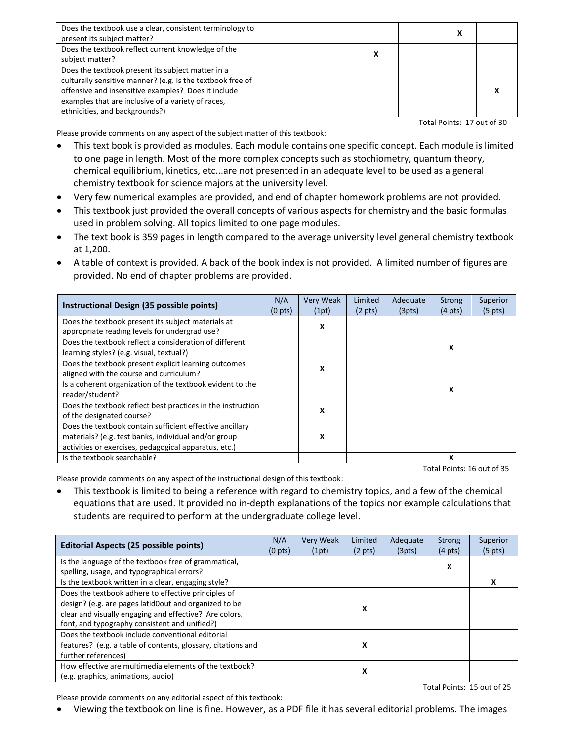| | | | | | | |
|---|---|---|---|---|---|---|
| Does the textbook use a clear, consistent terminology to present its subject matter? | | | | | X | |
| Does the textbook reflect current knowledge of the subject matter? | | | X | | | |
| Does the textbook present its subject matter in a culturally sensitive manner? (e.g. Is the textbook free of offensive and insensitive examples? Does it include examples that are inclusive of a variety of races, ethnicities, and backgrounds?) | | | | | | X |

Total Points: 17 out of 30

Please provide comments on any aspect of the subject matter of this textbook:

- This text book is provided as modules. Each module contains one specific concept. Each module is limited to one page in length. Most of the more complex concepts such as stochiometry, quantum theory, chemical equilibrium, kinetics, etc...are not presented in an adequate level to be used as a general chemistry textbook for science majors at the university level.
- Very few numerical examples are provided, and end of chapter homework problems are not provided.
- This textbook just provided the overall concepts of various aspects for chemistry and the basic formulas used in problem solving. All topics limited to one page modules.
- The text book is 359 pages in length compared to the average university level general chemistry textbook at 1,200.
- A table of context is provided. A back of the book index is not provided. A limited number of figures are provided. No end of chapter problems are provided.

| Instructional Design (35 possible points) | N/A (0 pts) | Very Weak (1pt) | Limited (2 pts) | Adequate (3pts) | Strong (4 pts) | Superior (5 pts) |
|---|---|---|---|---|---|---|
| Does the textbook present its subject materials at appropriate reading levels for undergrad use? | | X | | | | |
| Does the textbook reflect a consideration of different learning styles? (e.g. visual, textual?) | | | | | X | |
| Does the textbook present explicit learning outcomes aligned with the course and curriculum? | | X | | | | |
| Is a coherent organization of the textbook evident to the reader/student? | | | | | X | |
| Does the textbook reflect best practices in the instruction of the designated course? | | X | | | | |
| Does the textbook contain sufficient effective ancillary materials? (e.g. test banks, individual and/or group activities or exercises, pedagogical apparatus, etc.) | | X | | | | |
| Is the textbook searchable? | | | | | X | |

Total Points: 16 out of 35

Please provide comments on any aspect of the instructional design of this textbook:

- This textbook is limited to being a reference with regard to chemistry topics, and a few of the chemical equations that are used. It provided no in-depth explanations of the topics nor example calculations that students are required to perform at the undergraduate college level.

| Editorial Aspects (25 possible points) | N/A (0 pts) | Very Weak (1pt) | Limited (2 pts) | Adequate (3pts) | Strong (4 pts) | Superior (5 pts) |
|---|---|---|---|---|---|---|
| Is the language of the textbook free of grammatical, spelling, usage, and typographical errors? | | | | | X | |
| Is the textbook written in a clear, engaging style? | | | | | | X |
| Does the textbook adhere to effective principles of design? (e.g. are pages latid0out and organized to be clear and visually engaging and effective? Are colors, font, and typography consistent and unified?) | | | X | | | |
| Does the textbook include conventional editorial features? (e.g. a table of contents, glossary, citations and further references) | | | X | | | |
| How effective are multimedia elements of the textbook? (e.g. graphics, animations, audio) | | | X | | | |

Total Points: 15 out of 25

Please provide comments on any editorial aspect of this textbook:

- Viewing the textbook on line is fine. However, as a PDF file it has several editorial problems. The images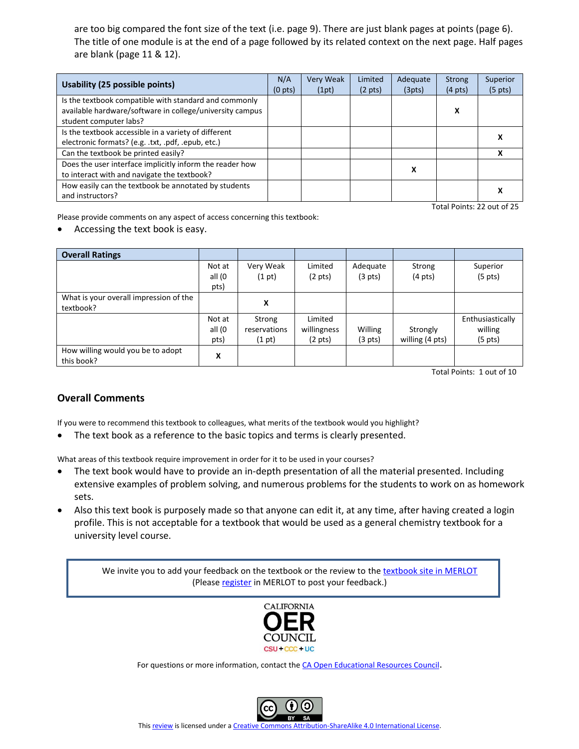are too big compared the font size of the text (i.e. page 9). There are just blank pages at points (page 6). The title of one module is at the end of a page followed by its related context on the next page. Half pages are blank (page 11 & 12).

| **Usability (25 possible points)** | N/A (0 pts) | Very Weak (1pt) | Limited (2 pts) | Adequate (3pts) | Strong (4 pts) | Superior (5 pts) |
|---|---|---|---|---|---|---|
| Is the textbook compatible with standard and commonly available hardware/software in college/university campus student computer labs? | | | | | X | |
| Is the textbook accessible in a variety of different electronic formats? (e.g. .txt, .pdf, .epub, etc.) | | | | | | X |
| Can the textbook be printed easily? | | | | | | X |
| Does the user interface implicitly inform the reader how to interact with and navigate the textbook? | | | | X | | |
| How easily can the textbook be annotated by students and instructors? | | | | | | X |

Total Points: 22 out of 25

Please provide comments on any aspect of access concerning this textbook:

- Accessing the text book is easy.

| **Overall Ratings** | | | | | | |
|---|---|---|---|---|---|---|
| | Not at all (0 pts) | Very Weak (1 pt) | Limited (2 pts) | Adequate (3 pts) | Strong (4 pts) | Superior (5 pts) |
| What is your overall impression of the textbook? | | X | | | | |
| | Not at all (0 pts) | Strong reservations (1 pt) | Limited willingness (2 pts) | Willing (3 pts) | Strongly willing (4 pts) | Enthusiastically willing (5 pts) |
| How willing would you be to adopt this book? | X | | | | | |

Total Points: 1 out of 10

## Overall Comments

If you were to recommend this textbook to colleagues, what merits of the textbook would you highlight?

- The text book as a reference to the basic topics and terms is clearly presented.

What areas of this textbook require improvement in order for it to be used in your courses?

- The text book would have to provide an in-depth presentation of all the material presented. Including extensive examples of problem solving, and numerous problems for the students to work on as homework sets.
- Also this text book is purposely made so that anyone can edit it, at any time, after having created a login profile. This is not acceptable for a textbook that would be used as a general chemistry textbook for a university level course.

We invite you to add your feedback on the textbook or the review to the textbook site in MERLOT (Please register in MERLOT to post your feedback.)

CALIFORNIA OER COUNCIL
CSU + CCC + UC

For questions or more information, contact the CA Open Educational Resources Council.

This review is licensed under a Creative Commons Attribution-ShareAlike 4.0 International License.